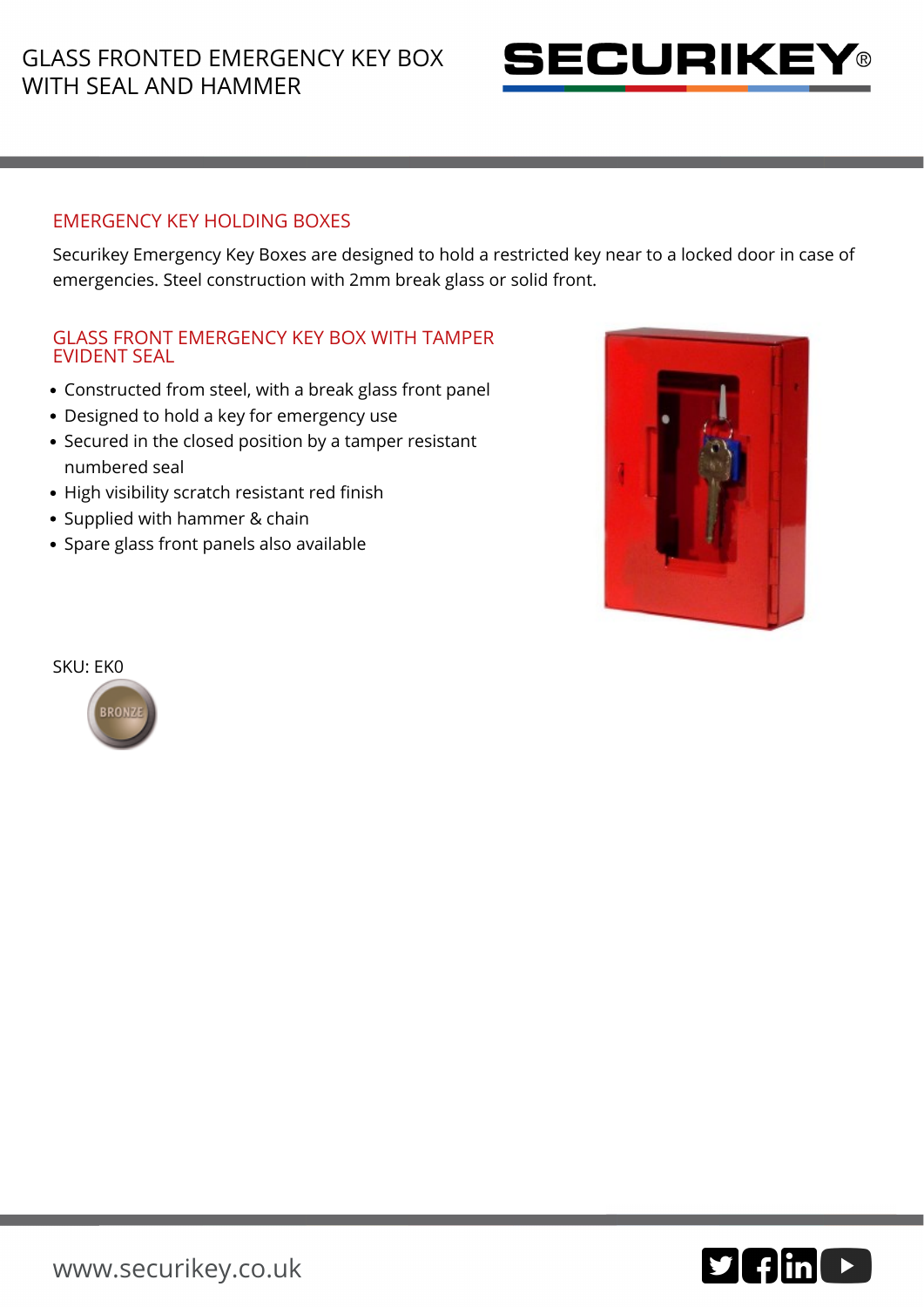# GLASS FRONTED EMERGENCY KEY BOX WITH SEAL AND HAMMER

SECURIKEY®

## EMERGENCY KEY HOLDING BOXES

Securikey Emergency Key Boxes are designed to hold a restricted key near to a locked door in case of emergencies. Steel construction with 2mm break glass or solid front.

## GLASS FRONT EMERGENCY KEY BOX WITH TAMPER EVIDENT SEAL

- Constructed from steel, with a break glass front panel
- Designed to hold a key for emergency use
- Secured in the closed position by a tamper resistant numbered seal
- High visibility scratch resistant red finish
- Supplied with hammer & chain
- Spare glass front panels also available

SKU: EK0

BRONZE

www.securikey.co.uk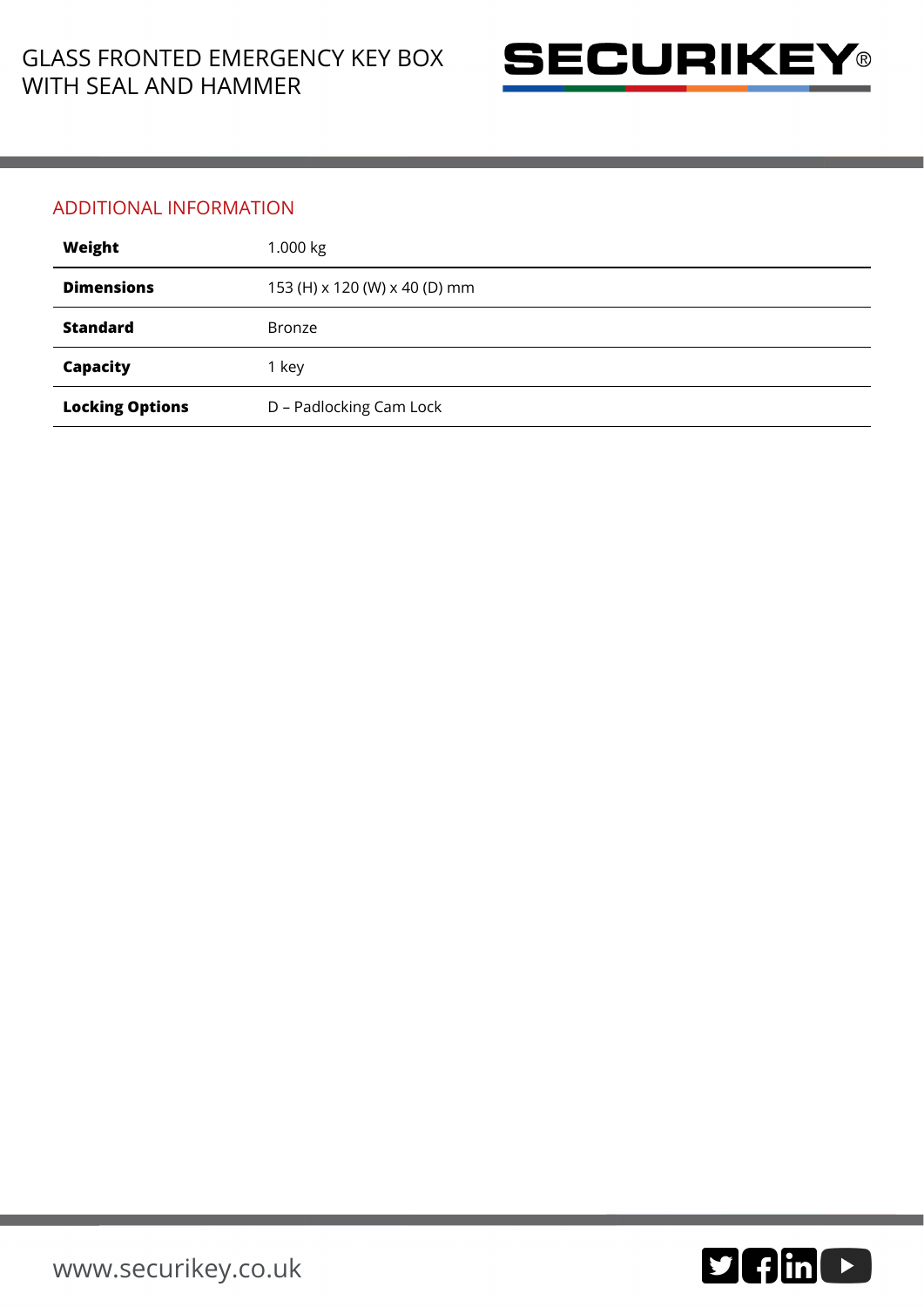## ADDITIONAL INFORMATION

| | |
|---|---|
| **Weight** | 1.000 kg |
| **Dimensions** | 153 (H) x 120 (W) x 40 (D) mm |
| **Standard** | Bronze |
| **Capacity** | 1 key |
| **Locking Options** | D – Padlocking Cam Lock |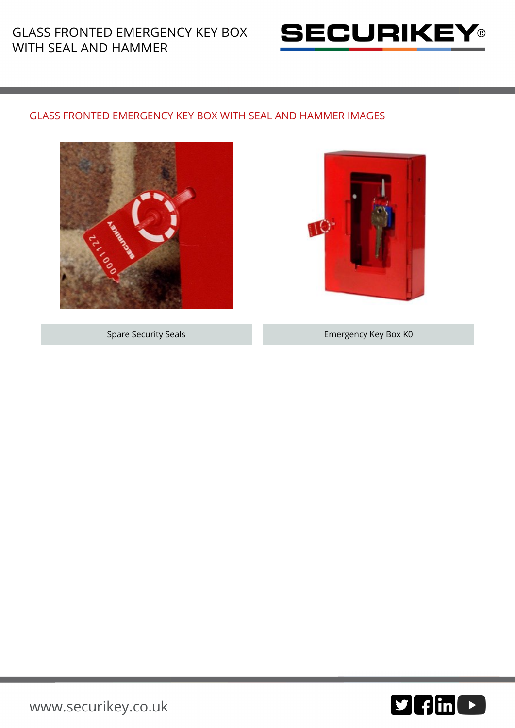## GLASS FRONTED EMERGENCY KEY BOX WITH SEAL AND HAMMER IMAGES

Spare Security Seals

Emergency Key Box K0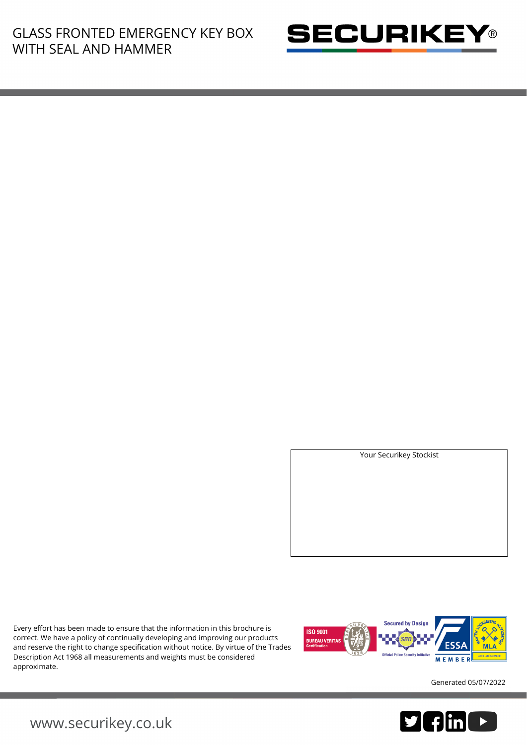# GLASS FRONTED EMERGENCY KEY BOX WITH SEAL AND HAMMER

SECURIKEY®

Your Securikey Stockist

Every effort has been made to ensure that the information in this brochure is correct. We have a policy of continually developing and improving our products and reserve the right to change specification without notice. By virtue of the Trades Description Act 1968 all measurements and weights must be considered approximate.

ISO 9001 BUREAU VERITAS Certification

Secured by Design

Official Police Security Initiative

ESSA MEMBER

MASTER LOCKSMITHS ASSOCIATION MLA AFFILIATE MEMBER

Generated 05/07/2022

www.securikey.co.uk